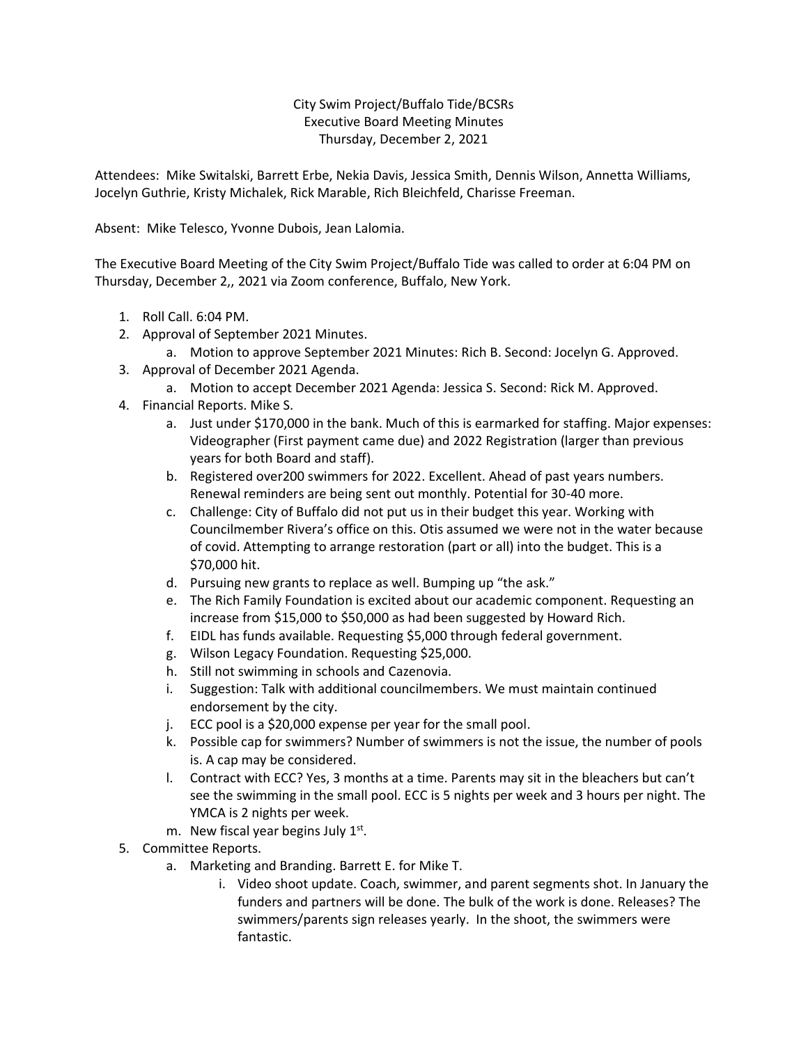City Swim Project/Buffalo Tide/BCSRs
Executive Board Meeting Minutes
Thursday, December 2, 2021

Attendees: Mike Switalski, Barrett Erbe, Nekia Davis, Jessica Smith, Dennis Wilson, Annetta Williams, Jocelyn Guthrie, Kristy Michalek, Rick Marable, Rich Bleichfeld, Charisse Freeman.

Absent: Mike Telesco, Yvonne Dubois, Jean Lalomia.

The Executive Board Meeting of the City Swim Project/Buffalo Tide was called to order at 6:04 PM on Thursday, December 2,, 2021 via Zoom conference, Buffalo, New York.

1. Roll Call. 6:04 PM.
2. Approval of September 2021 Minutes.
    a. Motion to approve September 2021 Minutes: Rich B. Second: Jocelyn G. Approved.
3. Approval of December 2021 Agenda.
    a. Motion to accept December 2021 Agenda: Jessica S. Second: Rick M. Approved.
4. Financial Reports. Mike S.
    a. Just under $170,000 in the bank. Much of this is earmarked for staffing. Major expenses: Videographer (First payment came due) and 2022 Registration (larger than previous years for both Board and staff).
    b. Registered over200 swimmers for 2022. Excellent. Ahead of past years numbers. Renewal reminders are being sent out monthly. Potential for 30-40 more.
    c. Challenge: City of Buffalo did not put us in their budget this year. Working with Councilmember Rivera's office on this. Otis assumed we were not in the water because of covid. Attempting to arrange restoration (part or all) into the budget. This is a $70,000 hit.
    d. Pursuing new grants to replace as well. Bumping up "the ask."
    e. The Rich Family Foundation is excited about our academic component. Requesting an increase from $15,000 to $50,000 as had been suggested by Howard Rich.
    f. EIDL has funds available. Requesting $5,000 through federal government.
    g. Wilson Legacy Foundation. Requesting $25,000.
    h. Still not swimming in schools and Cazenovia.
    i. Suggestion: Talk with additional councilmembers. We must maintain continued endorsement by the city.
    j. ECC pool is a $20,000 expense per year for the small pool.
    k. Possible cap for swimmers? Number of swimmers is not the issue, the number of pools is. A cap may be considered.
    l. Contract with ECC? Yes, 3 months at a time. Parents may sit in the bleachers but can't see the swimming in the small pool. ECC is 5 nights per week and 3 hours per night. The YMCA is 2 nights per week.
    m. New fiscal year begins July 1st.
5. Committee Reports.
    a. Marketing and Branding. Barrett E. for Mike T.
        i. Video shoot update. Coach, swimmer, and parent segments shot. In January the funders and partners will be done. The bulk of the work is done. Releases? The swimmers/parents sign releases yearly. In the shoot, the swimmers were fantastic.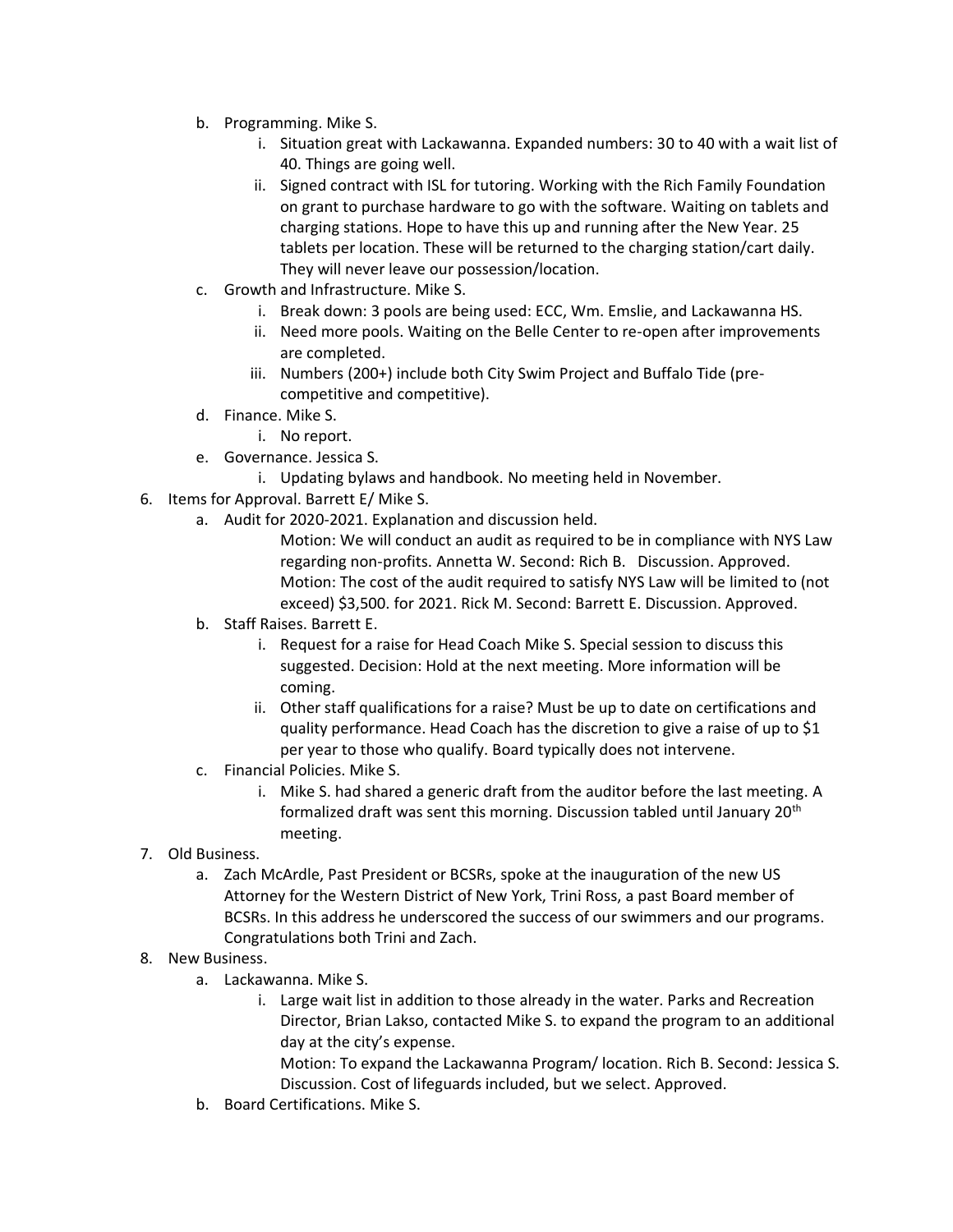b. Programming. Mike S.
      i. Situation great with Lackawanna. Expanded numbers: 30 to 40 with a wait list of 40. Things are going well.
      ii. Signed contract with ISL for tutoring. Working with the Rich Family Foundation on grant to purchase hardware to go with the software. Waiting on tablets and charging stations. Hope to have this up and running after the New Year. 25 tablets per location. These will be returned to the charging station/cart daily. They will never leave our possession/location.
   c. Growth and Infrastructure. Mike S.
      i. Break down: 3 pools are being used: ECC, Wm. Emslie, and Lackawanna HS.
      ii. Need more pools. Waiting on the Belle Center to re-open after improvements are completed.
      iii. Numbers (200+) include both City Swim Project and Buffalo Tide (pre-competitive and competitive).
   d. Finance. Mike S.
      i. No report.
   e. Governance. Jessica S.
      i. Updating bylaws and handbook. No meeting held in November.

6. Items for Approval. Barrett E/ Mike S.
   a. Audit for 2020-2021. Explanation and discussion held.
      Motion: We will conduct an audit as required to be in compliance with NYS Law regarding non-profits. Annetta W. Second: Rich B. Discussion. Approved.
      Motion: The cost of the audit required to satisfy NYS Law will be limited to (not exceed) $3,500. for 2021. Rick M. Second: Barrett E. Discussion. Approved.
   b. Staff Raises. Barrett E.
      i. Request for a raise for Head Coach Mike S. Special session to discuss this suggested. Decision: Hold at the next meeting. More information will be coming.
      ii. Other staff qualifications for a raise? Must be up to date on certifications and quality performance. Head Coach has the discretion to give a raise of up to $1 per year to those who qualify. Board typically does not intervene.
   c. Financial Policies. Mike S.
      i. Mike S. had shared a generic draft from the auditor before the last meeting. A formalized draft was sent this morning. Discussion tabled until January 20th meeting.

7. Old Business.
   a. Zach McArdle, Past President or BCSRs, spoke at the inauguration of the new US Attorney for the Western District of New York, Trini Ross, a past Board member of BCSRs. In this address he underscored the success of our swimmers and our programs. Congratulations both Trini and Zach.

8. New Business.
   a. Lackawanna. Mike S.
      i. Large wait list in addition to those already in the water. Parks and Recreation Director, Brian Lakso, contacted Mike S. to expand the program to an additional day at the city's expense.
      Motion: To expand the Lackawanna Program/ location. Rich B. Second: Jessica S. Discussion. Cost of lifeguards included, but we select. Approved.
   b. Board Certifications. Mike S.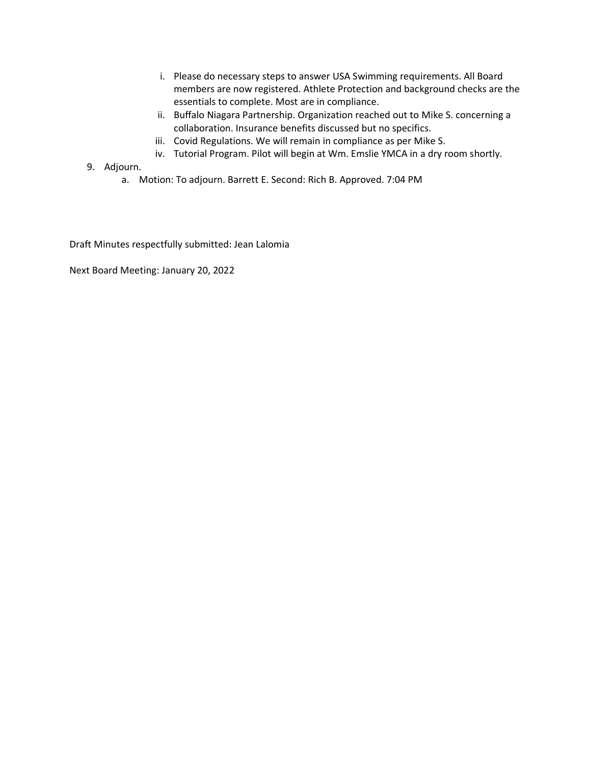i. Please do necessary steps to answer USA Swimming requirements. All Board members are now registered. Athlete Protection and background checks are the essentials to complete. Most are in compliance.
   ii. Buffalo Niagara Partnership. Organization reached out to Mike S. concerning a collaboration. Insurance benefits discussed but no specifics.
   iii. Covid Regulations. We will remain in compliance as per Mike S.
   iv. Tutorial Program. Pilot will begin at Wm. Emslie YMCA in a dry room shortly.

9. Adjourn.
   a. Motion: To adjourn. Barrett E. Second: Rich B. Approved. 7:04 PM

Draft Minutes respectfully submitted: Jean Lalomia

Next Board Meeting: January 20, 2022